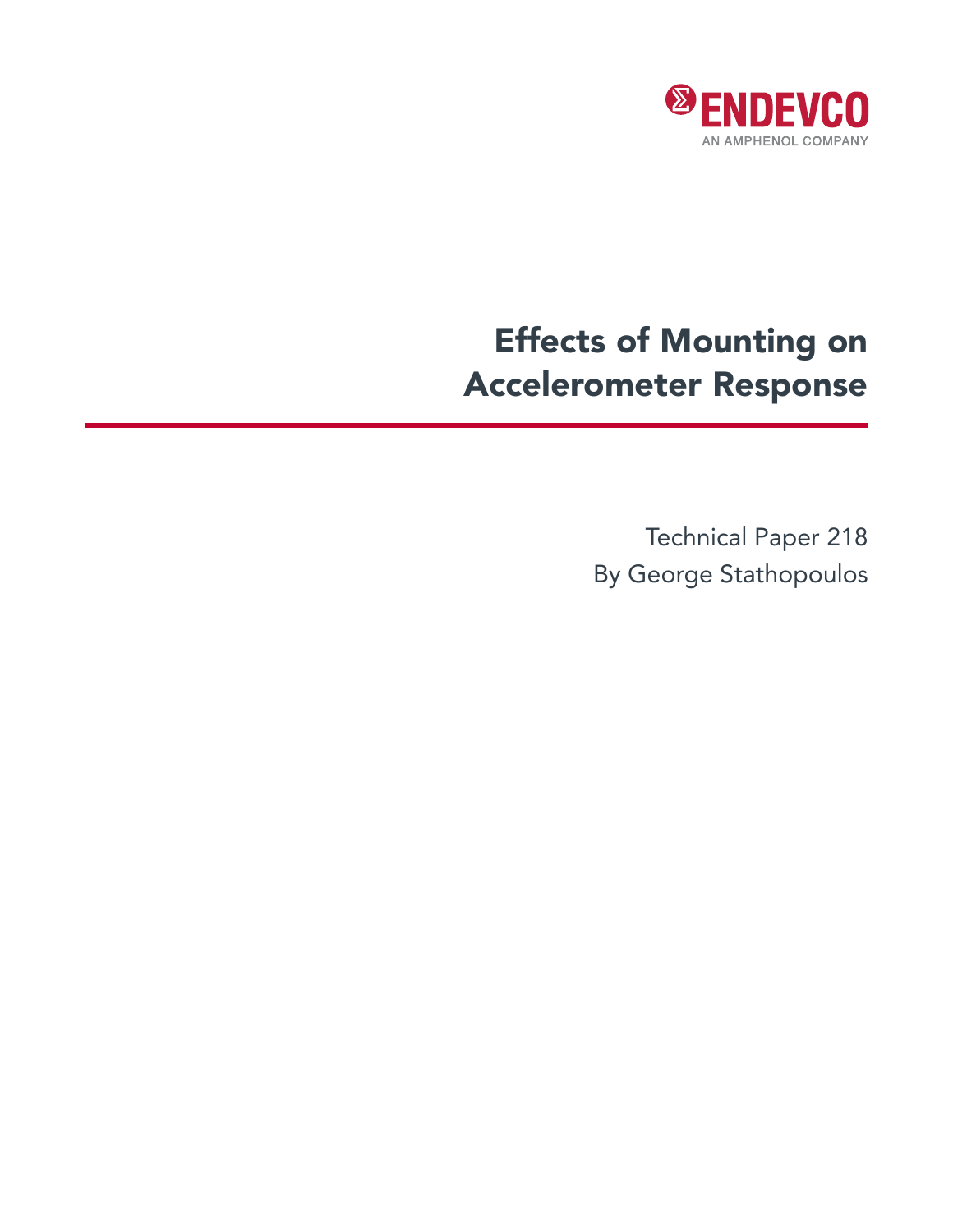ENDEVCO
AN AMPHENOL COMPANY

# Effects of Mounting on Accelerometer Response

Technical Paper 218
By George Stathopoulos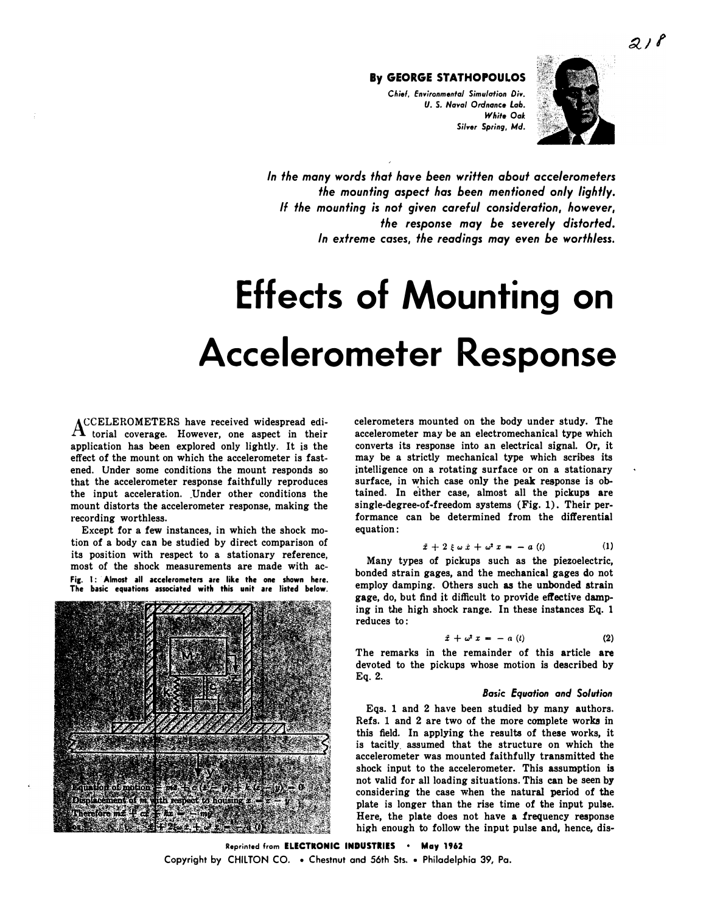By GEORGE STATHOPOULOS
Chief, Environmental Simulation Div.
U. S. Naval Ordnance Lab.
White Oak
Silver Spring, Md.

*In the many words that have been written about accelerometers the mounting aspect has been mentioned only lightly. If the mounting is not given careful consideration, however, the response may be severely distorted. In extreme cases, the readings may even be worthless.*

# Effects of Mounting on Accelerometer Response

ACCELEROMETERS have received widespread editorial coverage. However, one aspect in their application has been explored only lightly. It is the effect of the mount on which the accelerometer is fastened. Under some conditions the mount responds so that the accelerometer response faithfully reproduces the input acceleration. Under other conditions the mount distorts the accelerometer response, making the recording worthless.

Except for a few instances, in which the shock motion of a body can be studied by direct comparison of its position with respect to a stationary reference, most of the shock measurements are made with accelerometers mounted on the body under study. The accelerometer may be an electromechanical type which converts its response into an electrical signal. Or, it may be a strictly mechanical type which scribes its intelligence on a rotating surface or on a stationary surface, in which case only the peak response is obtained. In either case, almost all the pickups are single-degree-of-freedom systems (Fig. 1). Their performance can be determined from the differential equation:

$$\ddot{x} + 2\,\xi\,\omega\,\dot{x} + \omega^2\,x = -\,a\,(t) \qquad (1)$$

Fig. 1: Almost all accelerometers are like the one shown here. The basic equations associated with this unit are listed below.

Equation of motion $m\ddot{z} + c(\dot{z} - \dot{y}) + k(z - y) = 0$
Displacement of m with respect to housing $x = z - y$
Therefore $m\ddot{x} + c\dot{x} + kx = -m\ddot{y}$
or $\ddot{x} + 2\xi\omega\dot{x} + \omega^2 x = -a(t)$

Many types of pickups such as the piezoelectric, bonded strain gages, and the mechanical gages do not employ damping. Others such as the unbonded strain gage, do, but find it difficult to provide effective damping in the high shock range. In these instances Eq. 1 reduces to:

$$\ddot{x} + \omega^2\,x = -\,a\,(t) \qquad (2)$$

The remarks in the remainder of this article are devoted to the pickups whose motion is described by Eq. 2.

### *Basic Equation and Solution*

Eqs. 1 and 2 have been studied by many authors. Refs. 1 and 2 are two of the more complete works in this field. In applying the results of these works, it is tacitly assumed that the structure on which the accelerometer was mounted faithfully transmitted the shock input to the accelerometer. This assumption is not valid for all loading situations. This can be seen by considering the case when the natural period of the plate is longer than the rise time of the input pulse. Here, the plate does not have a frequency response high enough to follow the input pulse and, hence, dis-

Reprinted from ELECTRONIC INDUSTRIES • May 1962
Copyright by CHILTON CO. • Chestnut and 56th Sts. • Philadelphia 39, Pa.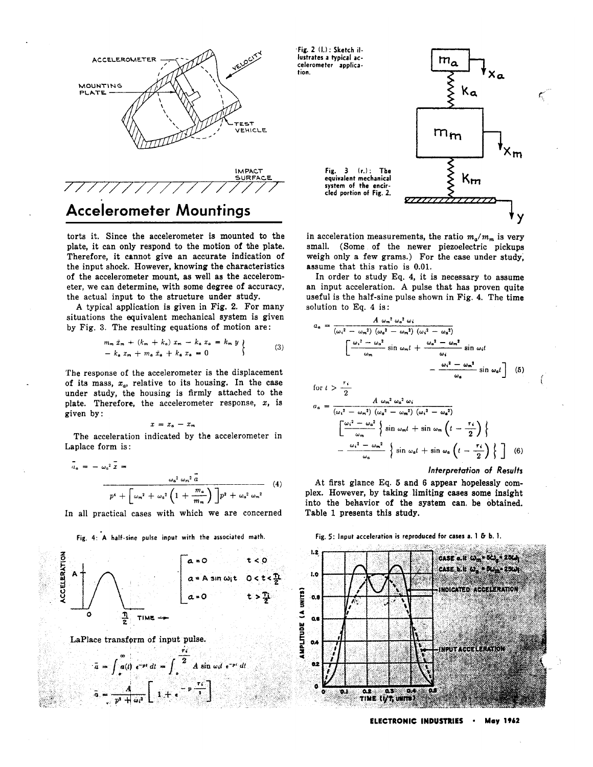# Accelerometer Mountings

torts it. Since the accelerometer is mounted to the plate, it can only respond to the motion of the plate. Therefore, it cannot give an accurate indication of the input shock. However, knowing the characteristics of the accelerometer mount, as well as the accelerometer, we can determine, with some degree of accuracy, the actual input to the structure under study.

A typical application is given in Fig. 2. For many situations the equivalent mechanical system is given by Fig. 3. The resulting equations of motion are:

$$\left.\begin{aligned} m_m \ddot{x}_m + (k_m + k_a)\, x_m - k_a\, x_a &= k_m\, y \\ -\, k_a\, x_m + m_a\, \ddot{x}_a + k_a\, x_a &= 0 \end{aligned}\right\} \quad (3)$$

The response of the accelerometer is the displacement of its mass, $x_a$, relative to its housing. In the case under study, the housing is firmly attached to the plate. Therefore, the accelerometer response, $x$, is given by:

$$x = x_a - x_m$$

The acceleration indicated by the accelerometer in Laplace form is:

$$\bar{a}_a = -\,\omega_a^2\, \bar{x} = \frac{\omega_a^2\, \omega_m^2\, \bar{a}}{p^4 + \left[\omega_m^2 + \omega_a^2\left(1 + \dfrac{m_a}{m_m}\right)\right]p^2 + \omega_a^2\, \omega_m^2} \quad (4)$$

In all practical cases with which we are concerned in acceleration measurements, the ratio $m_a/m_m$ is very small. (Some of the newer piezoelectric pickups weigh only a few grams.) For the case under study, assume that this ratio is 0.01.

In order to study Eq. 4, it is necessary to assume an input acceleration. A pulse that has proven quite useful is the half-sine pulse shown in Fig. 4. The time solution to Eq. 4 is:

$$a_a = \frac{A\, \omega_m^2\, \omega_a^2\, \omega_i}{(\omega_i^2 - \omega_m^2)\,(\omega_a^2 - \omega_m^2)\,(\omega_i^2 - \omega_a^2)} \left[\frac{\omega_i^2 - \omega_a^2}{\omega_m} \sin \omega_m t + \frac{\omega_a^2 - \omega_m^2}{\omega_i} \sin \omega_i t - \frac{\omega_i^2 - \omega_m^2}{\omega_a} \sin \omega_a t\right] \quad (5)$$

for $t > \dfrac{\tau_i}{2}$

$$a_a = \frac{A\, \omega_m^2\, \omega_a^2\, \omega_i}{(\omega_i^2 - \omega_m^2)\,(\omega_a^2 - \omega_m^2)\,(\omega_i^2 - \omega_a^2)} \left[\frac{\omega_i^2 - \omega_a^2}{\omega_m} \left\{ \sin \omega_m t + \sin \omega_m \left(t - \frac{\tau_i}{2}\right) \right\} - \frac{\omega_i^2 - \omega_m^2}{\omega_a} \left\{ \sin \omega_a t + \sin \omega_a \left(t - \frac{\tau_i}{2}\right) \right\}\right] \quad (6)$$

Fig. 2 (l.): Sketch illustrates a typical accelerometer application.

Fig. 3 (r.): The equivalent mechanical system of the encircled portion of Fig. 2.

Fig. 4: A half-sine pulse input with the associated math.

$$\begin{bmatrix} a = 0 & t < 0 \\ a = A \sin \omega_i t & 0 < t < \frac{T_i}{2} \\ a = 0 & t > \frac{T_i}{2} \end{bmatrix}$$

LaPlace transform of input pulse.

$$\bar{a} = \int_0^\infty a(t)\, \epsilon^{-pt}\, dt = \int_0^{\frac{\tau_i}{2}} A \sin \omega_i t\, \epsilon^{-pt}\, dt$$

$$\bar{a} = \frac{A}{p^2 + \omega_i^2}\left[1 + \epsilon^{-p\frac{\tau_i}{2}}\right]$$

### *Interpretation of Results*

At first glance Eq. 5 and 6 appear hopelessly complex. However, by taking limiting cases some insight into the behavior of the system can be obtained. Table 1 presents this study.

Fig. 5: Input acceleration is reproduced for cases a. 1 & b. 1.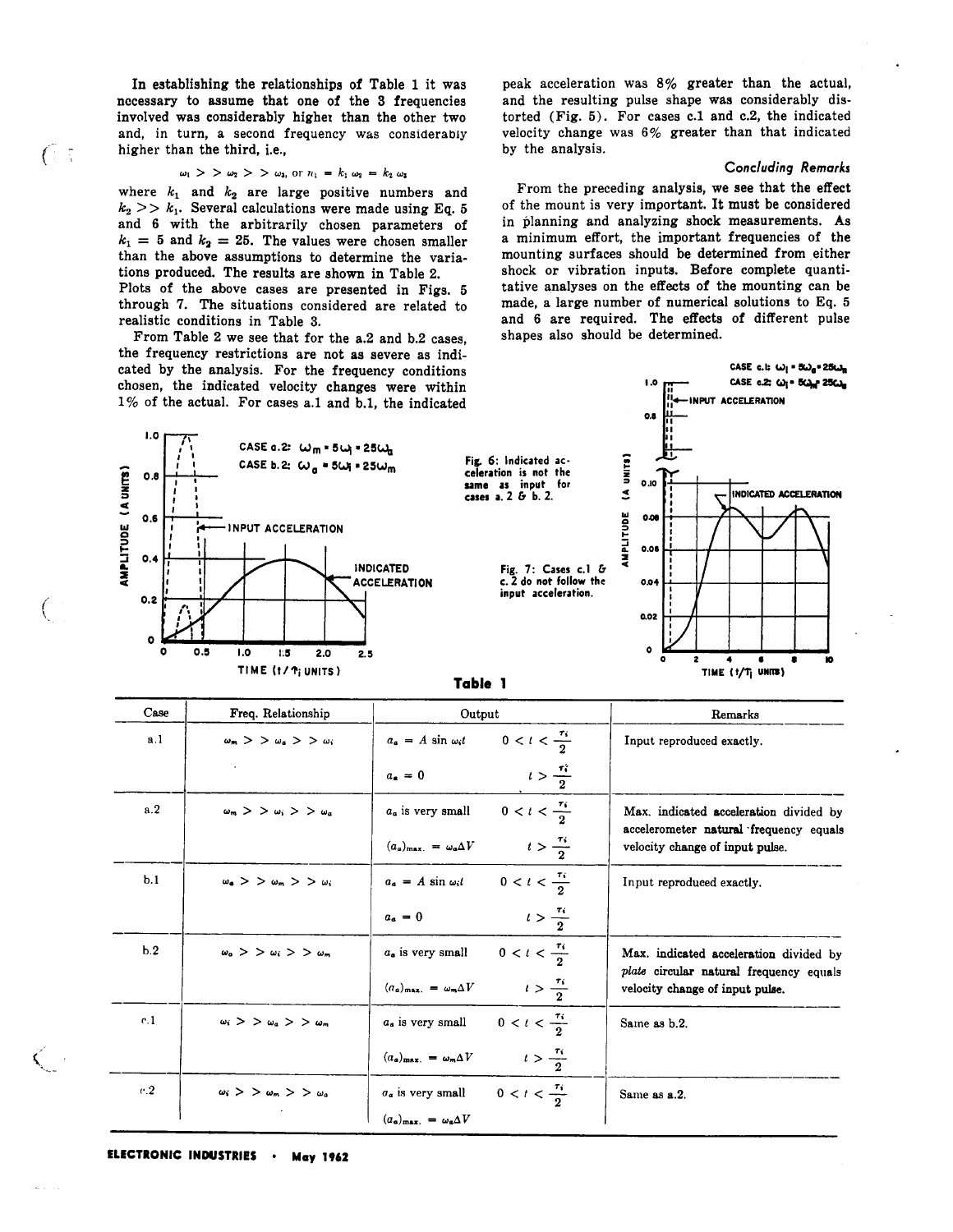In establishing the relationships of Table 1 it was necessary to assume that one of the 3 frequencies involved was considerably higher than the other two and, in turn, a second frequency was considerably higher than the third, i.e.,

$$\omega_1 >> \omega_2 >> \omega_3, \text{ or } n_1 = k_1 \omega_2 = k_2 \omega_3$$

where $k_1$ and $k_2$ are large positive numbers and $k_2 >> k_1$. Several calculations were made using Eq. 5 and 6 with the arbitrarily chosen parameters of $k_1 = 5$ and $k_2 = 25$. The values were chosen smaller than the above assumptions to determine the variations produced. The results are shown in Table 2.

Plots of the above cases are presented in Figs. 5 through 7. The situations considered are related to realistic conditions in Table 3.

From Table 2 we see that for the a.2 and b.2 cases, the frequency restrictions are not as severe as indicated by the analysis. For the frequency conditions chosen, the indicated velocity changes were within 1% of the actual. For cases a.1 and b.1, the indicated peak acceleration was 8% greater than the actual, and the resulting pulse shape was considerably distorted (Fig. 5). For cases c.1 and c.2, the indicated velocity change was 6% greater than that indicated by the analysis.

### *Concluding Remarks*

From the preceding analysis, we see that the effect of the mount is very important. It must be considered in planning and analyzing shock measurements. As a minimum effort, the important frequencies of the mounting surfaces should be determined from either shock or vibration inputs. Before complete quantitative analyses on the effects of the mounting can be made, a large number of numerical solutions to Eq. 5 and 6 are required. The effects of different pulse shapes also should be determined.

Fig. 6: Indicated acceleration is not the same as input for cases a.2 & b.2.

Fig. 7: Cases c.1 & c.2 do not follow the input acceleration.

**Table 1**

| Case | Freq. Relationship | Output | | Remarks |
|---|---|---|---|---|
| a.1 | $\omega_m >> \omega_a >> \omega_i$ | $a_a = A \sin \omega_i t$ | $0 < t < \frac{\tau_i}{2}$ | Input reproduced exactly. |
| | | $a_a = 0$ | $t > \frac{\tau_i}{2}$ | |
| a.2 | $\omega_m >> \omega_i >> \omega_a$ | $a_a$ is very small | $0 < t < \frac{\tau_i}{2}$ | Max. indicated acceleration divided by accelerometer natural frequency equals velocity change of input pulse. |
| | | $(a_a)_{max.} = \omega_a \Delta V$ | $t > \frac{\tau_i}{2}$ | |
| b.1 | $\omega_a >> \omega_m >> \omega_i$ | $a_a = A \sin \omega_i t$ | $0 < t < \frac{\tau_i}{2}$ | Input reproduced exactly. |
| | | $a_a = 0$ | $t > \frac{\tau_i}{2}$ | |
| b.2 | $\omega_a >> \omega_i >> \omega_m$ | $a_a$ is very small | $0 < t < \frac{\tau_i}{2}$ | Max. indicated acceleration divided by *plate* circular natural frequency equals velocity change of input pulse. |
| | | $(a_a)_{max.} = \omega_m \Delta V$ | $t > \frac{\tau_i}{2}$ | |
| c.1 | $\omega_i >> \omega_a >> \omega_m$ | $a_a$ is very small | $0 < t < \frac{\tau_i}{2}$ | Same as b.2. |
| | | $(a_a)_{max.} = \omega_m \Delta V$ | $t > \frac{\tau_i}{2}$ | |
| c.2 | $\omega_i >> \omega_m >> \omega_a$ | $a_a$ is very small | $0 < t < \frac{\tau_i}{2}$ | Same as a.2. |
| | | $(a_a)_{max.} = \omega_a \Delta V$ | | |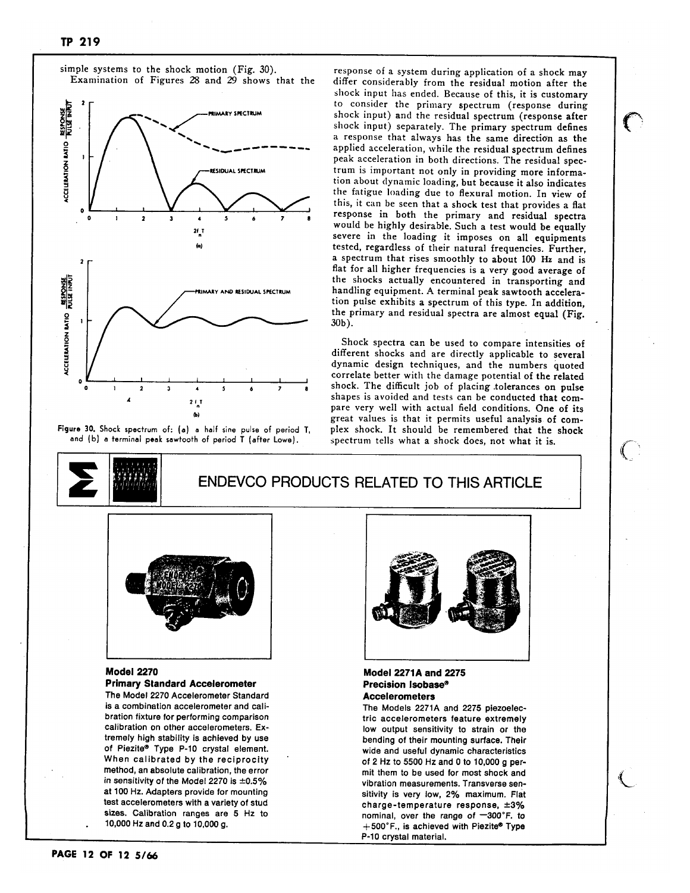simple systems to the shock motion (Fig. 30).

Examination of Figures 28 and 29 shows that the response of a system during application of a shock may differ considerably from the residual motion after the shock input has ended. Because of this, it is customary to consider the primary spectrum (response during shock input) and the residual spectrum (response after shock input) separately. The primary spectrum defines a response that always has the same direction as the applied acceleration, while the residual spectrum defines peak acceleration in both directions. The residual spectrum is important not only in providing more information about dynamic loading, but because it also indicates the fatigue loading due to flexural motion. In view of this, it can be seen that a shock test that provides a flat response in both the primary and residual spectra would be highly desirable. Such a test would be equally severe in the loading it imposes on all equipments tested, regardless of their natural frequencies. Further, a spectrum that rises smoothly to about 100 Hz and is flat for all higher frequencies is a very good average of the shocks actually encountered in transporting and handling equipment. A terminal peak sawtooth acceleration pulse exhibits a spectrum of this type. In addition, the primary and residual spectra are almost equal (Fig. 30b).

Figure 30. Shock spectrum of: (a) a half sine pulse of period T, and (b) a terminal peak sawtooth of period T (after Lowe).

Shock spectra can be used to compare intensities of different shocks and are directly applicable to several dynamic design techniques, and the numbers quoted correlate better with the damage potential of the related shock. The difficult job of placing tolerances on pulse shapes is avoided and tests can be conducted that compare very well with actual field conditions. One of its great values is that it permits useful analysis of complex shock. It should be remembered that the shock spectrum tells what a shock does, not what it is.

## ENDEVCO PRODUCTS RELATED TO THIS ARTICLE

### Model 2270 Primary Standard Accelerometer

The Model 2270 Accelerometer Standard is a combination accelerometer and calibration fixture for performing comparison calibration on other accelerometers. Extremely high stability is achieved by use of Piezite® Type P-10 crystal element. When calibrated by the reciprocity method, an absolute calibration, the error in sensitivity of the Model 2270 is ±0.5% at 100 Hz. Adapters provide for mounting test accelerometers with a variety of stud sizes. Calibration ranges are 5 Hz to 10,000 Hz and 0.2 g to 10,000 g.

### Model 2271A and 2275 Precision Isobase® Accelerometers

The Models 2271A and 2275 piezoelectric accelerometers feature extremely low output sensitivity to strain or the bending of their mounting surface. Their wide and useful dynamic characteristics of 2 Hz to 5500 Hz and 0 to 10,000 g permit them to be used for most shock and vibration measurements. Transverse sensitivity is very low, 2% maximum. Flat charge-temperature response, ±3% nominal, over the range of −300°F. to +500°F., is achieved with Piezite® Type P-10 crystal material.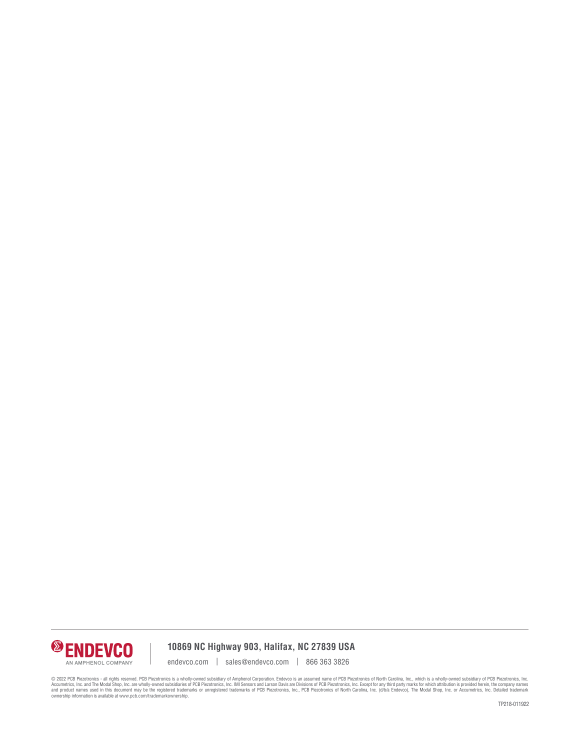ENDEVCO
AN AMPHENOL COMPANY

**10869 NC Highway 903, Halifax, NC 27839 USA**

endevco.com | sales@endevco.com | 866 363 3826

© 2022 PCB Piezotronics - all rights reserved. PCB Piezotronics is a wholly-owned subsidiary of Amphenol Corporation. Endevco is an assumed name of PCB Piezotronics of North Carolina, Inc., which is a wholly-owned subsidiary of PCB Piezotronics, Inc. Accumetrics, Inc. and The Modal Shop, Inc. are wholly-owned subsidiaries of PCB Piezotronics, Inc. IMI Sensors and Larson Davis are Divisions of PCB Piezotronics, Inc. Except for any third party marks for which attribution is provided herein, the company names and product names used in this document may be the registered trademarks or unregistered trademarks of PCB Piezotronics, Inc., PCB Piezotronics of North Carolina, Inc. (d/b/a Endevco), The Modal Shop, Inc. or Accumetrics, Inc. Detailed trademark ownership information is available at www.pcb.com/trademarkownership.

TP218-011922